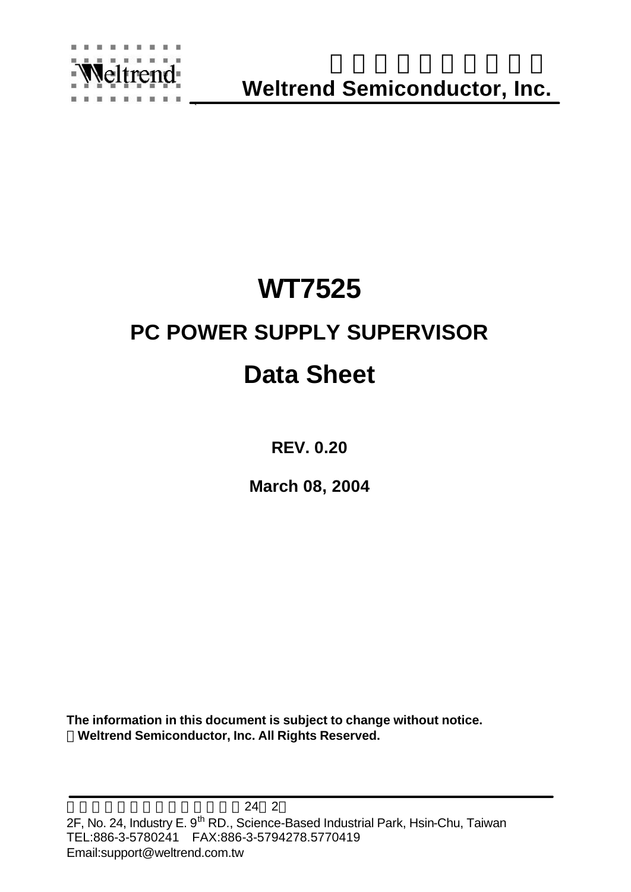# Weltrend Semiconductor, Inc.

# WT7525

## PC POWER SUPPLY SUPERVISOR

# Data Sheet

**REV. 0.20**

**March 08, 2004**

**The information in this document is subject to change without notice.**
**Weltrend Semiconductor, Inc. All Rights Reserved.**

24 2

2F, No. 24, Industry E. 9th RD., Science-Based Industrial Park, Hsin-Chu, Taiwan
TEL:886-3-5780241 FAX:886-3-5794278.5770419
Email:support@weltrend.com.tw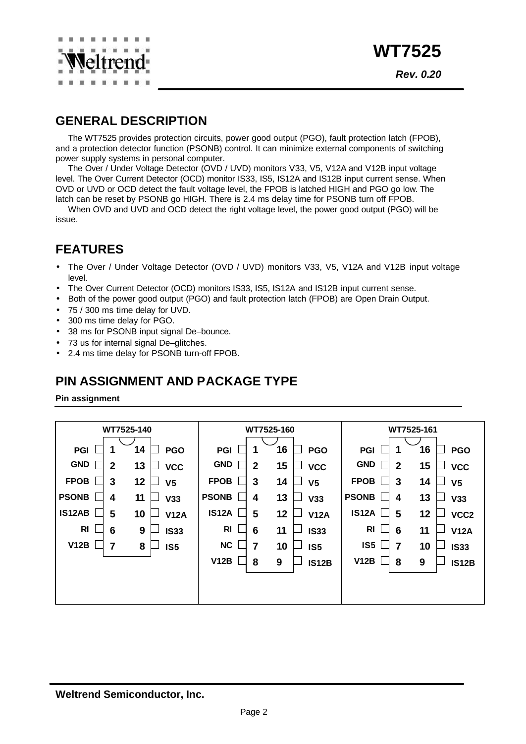## GENERAL DESCRIPTION

The WT7525 provides protection circuits, power good output (PGO), fault protection latch (FPOB), and a protection detector function (PSONB) control. It can minimize external components of switching power supply systems in personal computer.

The Over / Under Voltage Detector (OVD / UVD) monitors V33, V5, V12A and V12B input voltage level. The Over Current Detector (OCD) monitor IS33, IS5, IS12A and IS12B input current sense. When OVD or UVD or OCD detect the fault voltage level, the FPOB is latched HIGH and PGO go low. The latch can be reset by PSONB go HIGH. There is 2.4 ms delay time for PSONB turn off FPOB.

When OVD and UVD and OCD detect the right voltage level, the power good output (PGO) will be issue.

## FEATURES

- The Over / Under Voltage Detector (OVD / UVD) monitors V33, V5, V12A and V12B input voltage level.
- The Over Current Detector (OCD) monitors IS33, IS5, IS12A and IS12B input current sense.
- Both of the power good output (PGO) and fault protection latch (FPOB) are Open Drain Output.
- 75 / 300 ms time delay for UVD.
- 300 ms time delay for PGO.
- 38 ms for PSONB input signal De–bounce.
- 73 us for internal signal De–glitches.
- 2.4 ms time delay for PSONB turn-off FPOB.

## PIN ASSIGNMENT AND PACKAGE TYPE

**Pin assignment**

**WT7525-140**

| Pin | Name | Pin | Name |
|---|---|---|---|
| 1 | PGI | 14 | PGO |
| 2 | GND | 13 | VCC |
| 3 | FPOB | 12 | V5 |
| 4 | PSONB | 11 | V33 |
| 5 | IS12AB | 10 | V12A |
| 6 | RI | 9 | IS33 |
| 7 | V12B | 8 | IS5 |

**WT7525-160**

| Pin | Name | Pin | Name |
|---|---|---|---|
| 1 | PGI | 16 | PGO |
| 2 | GND | 15 | VCC |
| 3 | FPOB | 14 | V5 |
| 4 | PSONB | 13 | V33 |
| 5 | IS12A | 12 | V12A |
| 6 | RI | 11 | IS33 |
| 7 | NC | 10 | IS5 |
| 8 | V12B | 9 | IS12B |

**WT7525-161**

| Pin | Name | Pin | Name |
|---|---|---|---|
| 1 | PGI | 16 | PGO |
| 2 | GND | 15 | VCC |
| 3 | FPOB | 14 | V5 |
| 4 | PSONB | 13 | V33 |
| 5 | IS12A | 12 | VCC2 |
| 6 | RI | 11 | V12A |
| 7 | IS5 | 10 | IS33 |
| 8 | V12B | 9 | IS12B |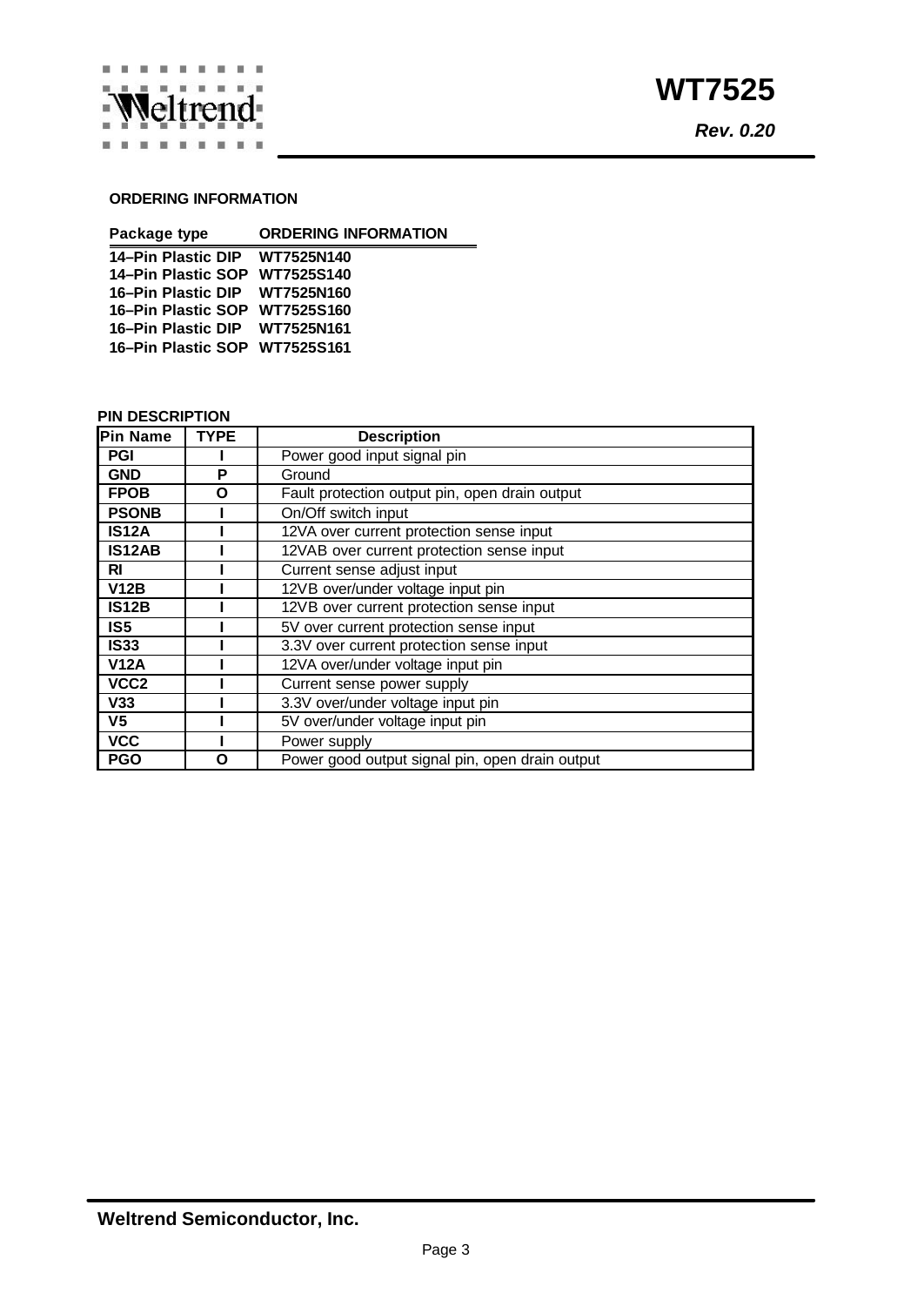## ORDERING INFORMATION

| Package type | ORDERING INFORMATION |
|---|---|
| 14–Pin Plastic DIP | WT7525N140 |
| 14–Pin Plastic SOP | WT7525S140 |
| 16–Pin Plastic DIP | WT7525N160 |
| 16–Pin Plastic SOP | WT7525S160 |
| 16–Pin Plastic DIP | WT7525N161 |
| 16–Pin Plastic SOP | WT7525S161 |

## PIN DESCRIPTION

| Pin Name | TYPE | Description |
|---|---|---|
| PGI | I | Power good input signal pin |
| GND | P | Ground |
| FPOB | O | Fault protection output pin, open drain output |
| PSONB | I | On/Off switch input |
| IS12A | I | 12VA over current protection sense input |
| IS12AB | I | 12VAB over current protection sense input |
| RI | I | Current sense adjust input |
| V12B | I | 12VB over/under voltage input pin |
| IS12B | I | 12VB over current protection sense input |
| IS5 | I | 5V over current protection sense input |
| IS33 | I | 3.3V over current protection sense input |
| V12A | I | 12VA over/under voltage input pin |
| VCC2 | I | Current sense power supply |
| V33 | I | 3.3V over/under voltage input pin |
| V5 | I | 5V over/under voltage input pin |
| VCC | I | Power supply |
| PGO | O | Power good output signal pin, open drain output |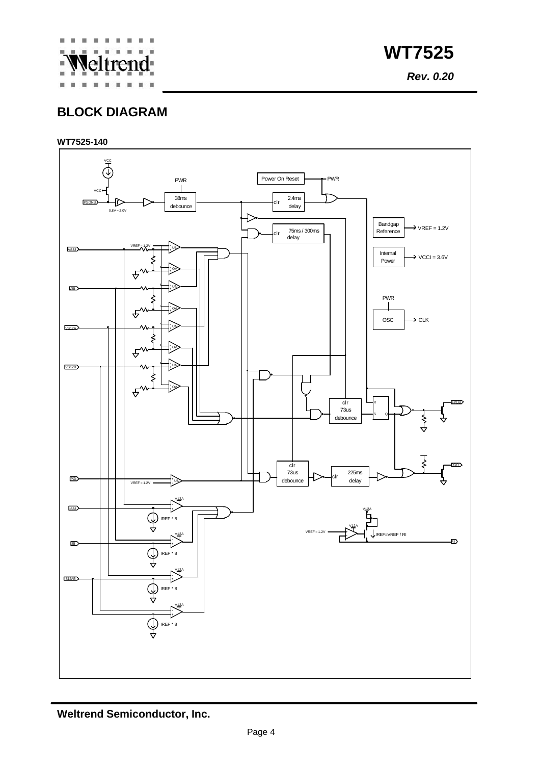## BLOCK DIAGRAM

### WT7525-140

VCC

VCCI

PSONB

0.8V ~ 2.0V

PWR

38ms debounce

Power On Reset

PWR

clr 2.4ms delay

Bandgap Reference

VREF = 1.2V

clr 75ms / 300ms delay

VREF = 1.2V

VS33

UV

OV

Internal Power

VCCI = 3.6V

VS5

UV

OV

PWR

OSC

CLK

VS12A

UV

OV

VS12B

UV

OV

clr 73us debounce

R S Q

FPOB

clr 73us debounce

clr 225ms delay

PGO

PGI

VREF = 1.2V

UV

V12A

IS33

IREF * 8

V12A

V12A

V12A

VREF = 1.2V

IREF=VREF / RI

RI

IS5

IREF * 8

V12A

IS12AB

IREF * 8

V12A

IREF * 8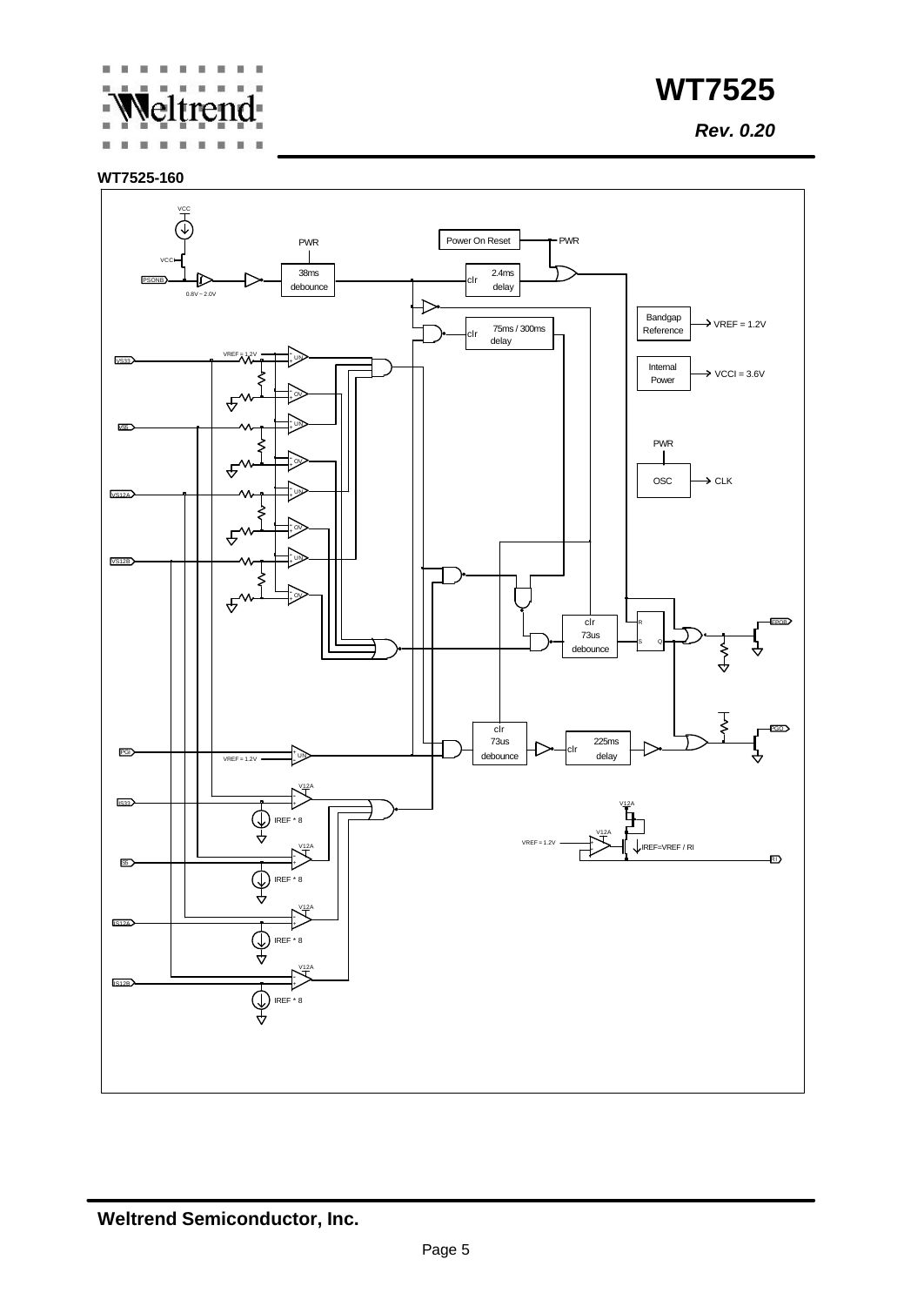## WT7525-160

VCC

VCCI

PSONB

0.8V ~ 2.0V

PWR

38ms debounce

Power On Reset

PWR

clr 2.4ms delay

clr 75ms / 300ms delay

Bandgap Reference → VREF = 1.2V

Internal Power → VCCI = 3.6V

PWR

OSC → CLK

VREF = 1.2V

VS33

UV

OV

VS5

UV

OV

VS12A

UV

OV

VS12B

UV

OV

clr 73us debounce

R S Q

FPOB

PGI

VREF = 1.2V

UV

clr 73us debounce

clr 225ms delay

PGO

V12A

IS33

IREF * 8

V12A

IS5

IREF * 8

V12A

IS12A

IREF * 8

V12A

IS12B

IREF * 8

V12A

V12A

VREF = 1.2V

IREF=VREF / RI

RI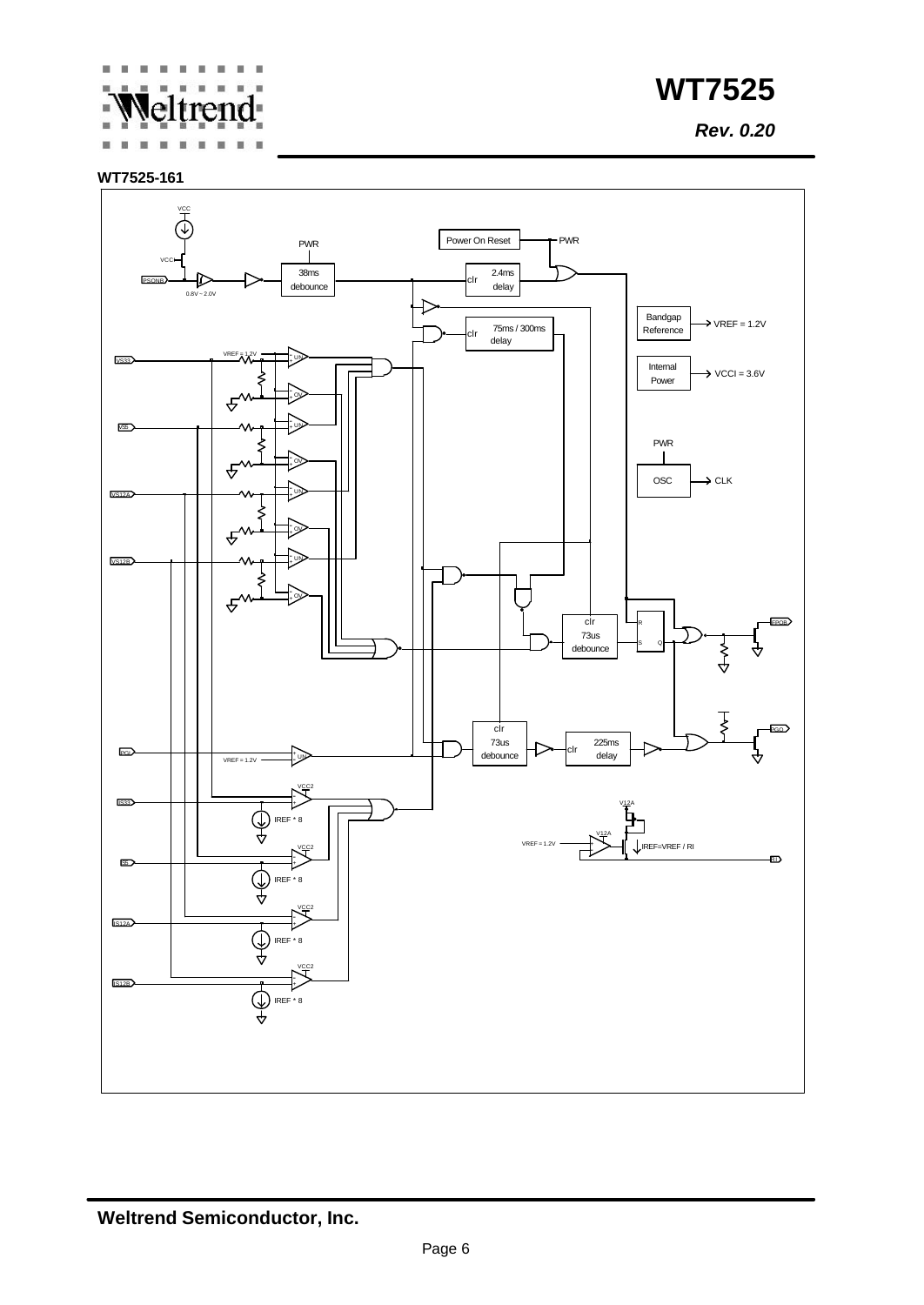## WT7525-161

VCC

VCCI

PSONB

0.8V ~ 2.0V

PWR

38ms debounce

Power On Reset

PWR

clr 2.4ms delay

clr 75ms / 300ms delay

Bandgap Reference → VREF = 1.2V

Internal Power → VCCI = 3.6V

PWR

OSC → CLK

VREF = 1.2V

VS33

UV

OV

VS5

UV

OV

VS12A

UV

OV

VS12B

UV

OV

clr 73us debounce

R

S Q

FPOB

PGO

clr 73us debounce

clr 225ms delay

PGI

VREF = 1.2V

UV

VCC2

IS33

IREF * 8

VCC2

IS5

IREF * 8

VCC2

IS12A

IREF * 8

VCC2

IS12B

IREF * 8

V12A

V12A

VREF = 1.2V

IREF=VREF / RI

RI

**Weltrend Semiconductor, Inc.**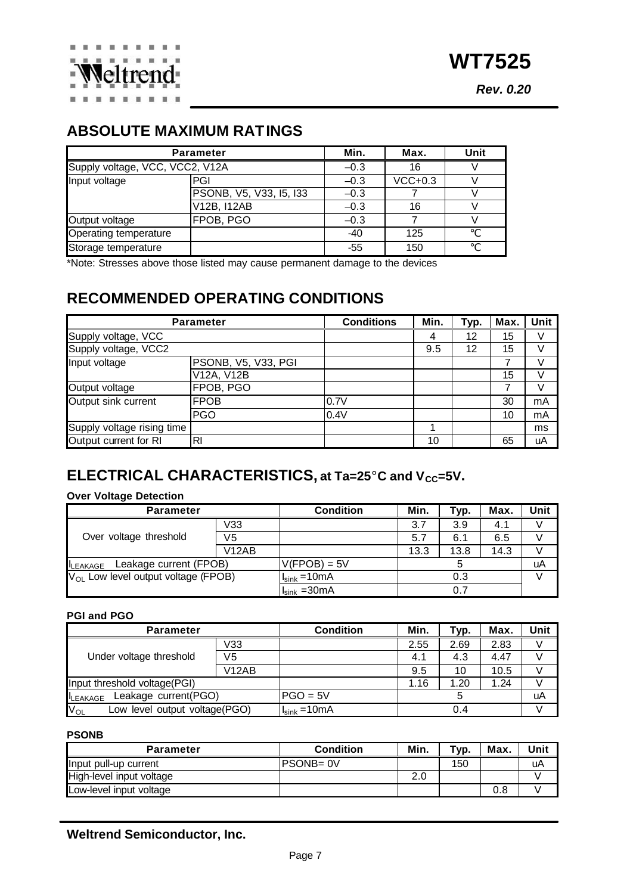## ABSOLUTE MAXIMUM RATINGS

| Parameter | | Min. | Max. | Unit |
|---|---|---|---|---|
| Supply voltage, VCC, VCC2, V12A | | –0.3 | 16 | V |
| Input voltage | PGI | –0.3 | VCC+0.3 | V |
| | PSONB, V5, V33, I5, I33 | –0.3 | 7 | V |
| | V12B, I12AB | –0.3 | 16 | V |
| Output voltage | FPOB, PGO | –0.3 | 7 | V |
| Operating temperature | | -40 | 125 | ℃ |
| Storage temperature | | -55 | 150 | ℃ |

*Note: Stresses above those listed may cause permanent damage to the devices

## RECOMMENDED OPERATING CONDITIONS

| Parameter | | Conditions | Min. | Typ. | Max. | Unit |
|---|---|---|---|---|---|---|
| Supply voltage, VCC | | | 4 | 12 | 15 | V |
| Supply voltage, VCC2 | | | 9.5 | 12 | 15 | V |
| Input voltage | PSONB, V5, V33, PGI | | | | 7 | V |
| | V12A, V12B | | | | 15 | V |
| Output voltage | FPOB, PGO | | | | 7 | V |
| Output sink current | FPOB | 0.7V | | | 30 | mA |
| | PGO | 0.4V | | | 10 | mA |
| Supply voltage rising time | | | 1 | | | ms |
| Output current for RI | RI | | 10 | | 65 | uA |

## ELECTRICAL CHARACTERISTICS, at Ta=25°C and $V_{CC}$=5V.

**Over Voltage Detection**

| Parameter | | Condition | Min. | Typ. | Max. | Unit |
|---|---|---|---|---|---|---|
| Over voltage threshold | V33 | | 3.7 | 3.9 | 4.1 | V |
| | V5 | | 5.7 | 6.1 | 6.5 | V |
| | V12AB | | 13.3 | 13.8 | 14.3 | V |
| $I_{LEAKAGE}$ Leakage current (FPOB) | | V(FPOB) = 5V | | 5 | | uA |
| $V_{OL}$ Low level output voltage (FPOB) | | $I_{sink}$ =10mA | | 0.3 | | V |
| | | $I_{sink}$ =30mA | | 0.7 | | |

**PGI and PGO**

| Parameter | | Condition | Min. | Typ. | Max. | Unit |
|---|---|---|---|---|---|---|
| Under voltage threshold | V33 | | 2.55 | 2.69 | 2.83 | V |
| | V5 | | 4.1 | 4.3 | 4.47 | V |
| | V12AB | | 9.5 | 10 | 10.5 | V |
| Input threshold voltage(PGI) | | | 1.16 | 1.20 | 1.24 | V |
| $I_{LEAKAGE}$ Leakage current(PGO) | | PGO = 5V | | 5 | | uA |
| $V_{OL}$ Low level output voltage(PGO) | | $I_{sink}$ =10mA | | 0.4 | | V |

**PSONB**

| Parameter | Condition | Min. | Typ. | Max. | Unit |
|---|---|---|---|---|---|
| Input pull-up current | PSONB= 0V | | 150 | | uA |
| High-level input voltage | | 2.0 | | | V |
| Low-level input voltage | | | | 0.8 | V |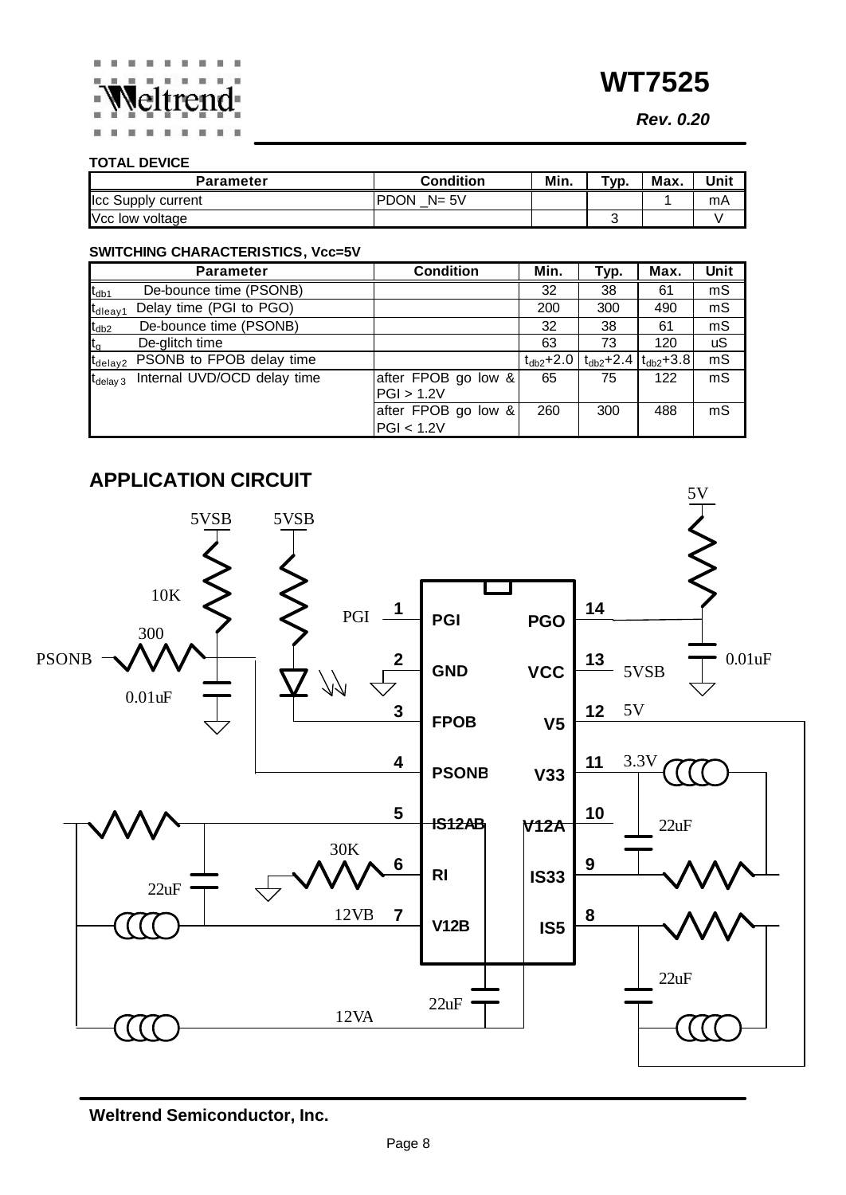**TOTAL DEVICE**

| Parameter | Condition | Min. | Typ. | Max. | Unit |
|---|---|---|---|---|---|
| Icc Supply current | PDON _N= 5V | | | 1 | mA |
| Vcc low voltage | | | 3 | | V |

**SWITCHING CHARACTERISTICS, Vcc=5V**

| Parameter | Condition | Min. | Typ. | Max. | Unit |
|---|---|---|---|---|---|
| $t_{db1}$ De-bounce time (PSONB) | | 32 | 38 | 61 | mS |
| $t_{dleay1}$ Delay time (PGI to PGO) | | 200 | 300 | 490 | mS |
| $t_{db2}$ De-bounce time (PSONB) | | 32 | 38 | 61 | mS |
| $t_g$ De-glitch time | | 63 | 73 | 120 | uS |
| $t_{delay2}$ PSONB to FPOB delay time | | $t_{db2}$+2.0 | $t_{db2}$+2.4 | $t_{db2}$+3.8 | mS |
| $t_{delay3}$ Internal UVD/OCD delay time | after FPOB go low & PGI > 1.2V | 65 | 75 | 122 | mS |
| | after FPOB go low & PGI < 1.2V | 260 | 300 | 488 | mS |

## APPLICATION CIRCUIT

5V
5VSB 5VSB
10K
300
PSONB
0.01uF
PGI
1 PGI PGO 14
2 GND VCC 13 5VSB 0.01uF
3 FPOB V5 12 5V
4 PSONB V33 11 3.3V
5 IS12AB V12A 10 22uF
30K
22uF
6 RI IS33 9
12VB 7 V12B IS5 8
22uF
22uF
12VA

**Weltrend Semiconductor, Inc.**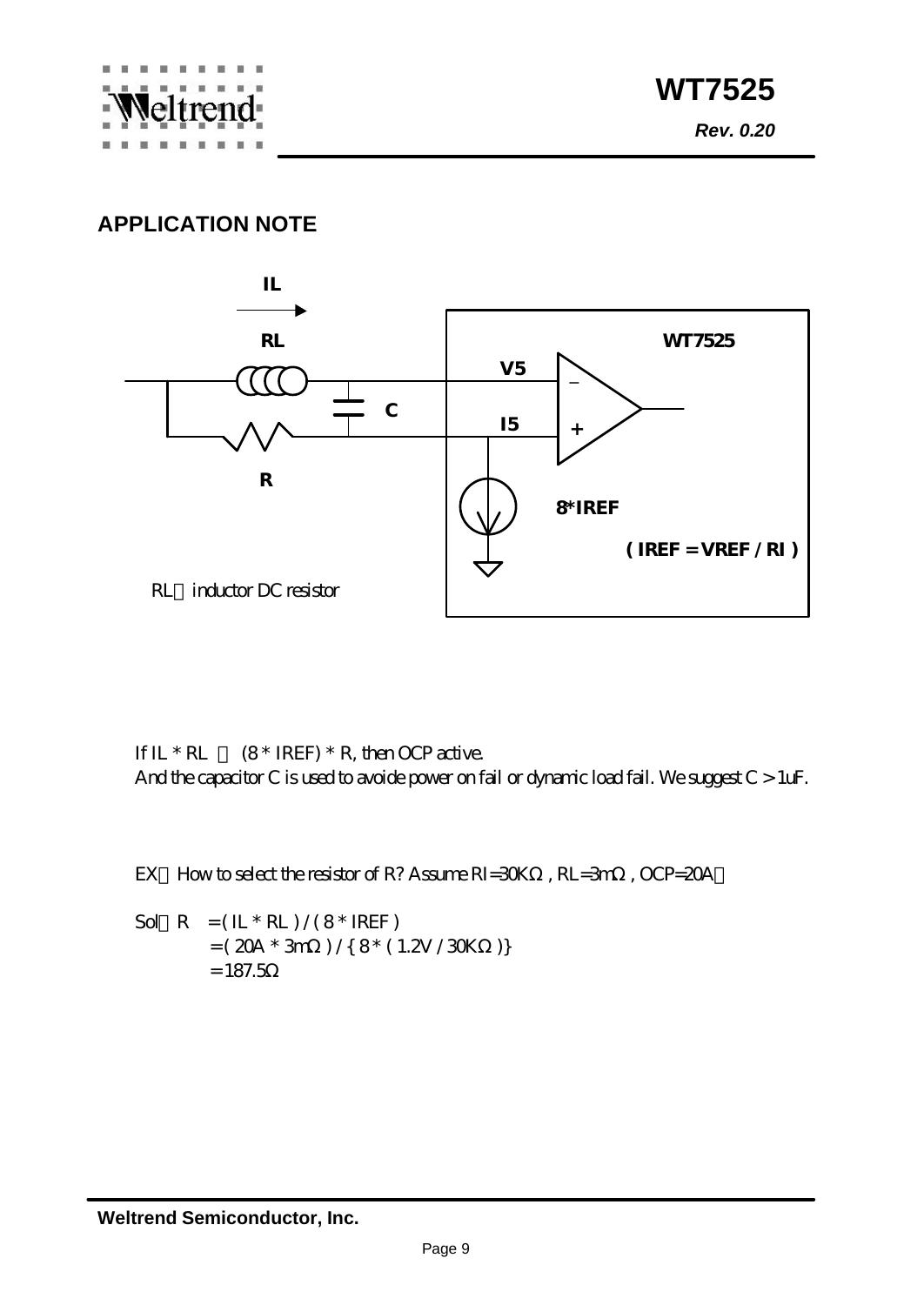## APPLICATION NOTE

IL

RL

WT7525

V5

C

I5

R

8*IREF

( IREF = VREF / RI )

RL：inductor DC resistor

If IL * RL ＞ (8 * IREF) * R, then OCP active.
And the capacitor C is used to avoide power on fail or dynamic load fail. We suggest C > 1uF.

EX：How to select the resistor of R? Assume RI=30KΩ , RL=3mΩ , OCP=20A。

Sol：R = ( IL * RL ) / ( 8 * IREF )
= ( 20A * 3mΩ ) / { 8 * ( 1.2V / 30KΩ )}
= 187.5Ω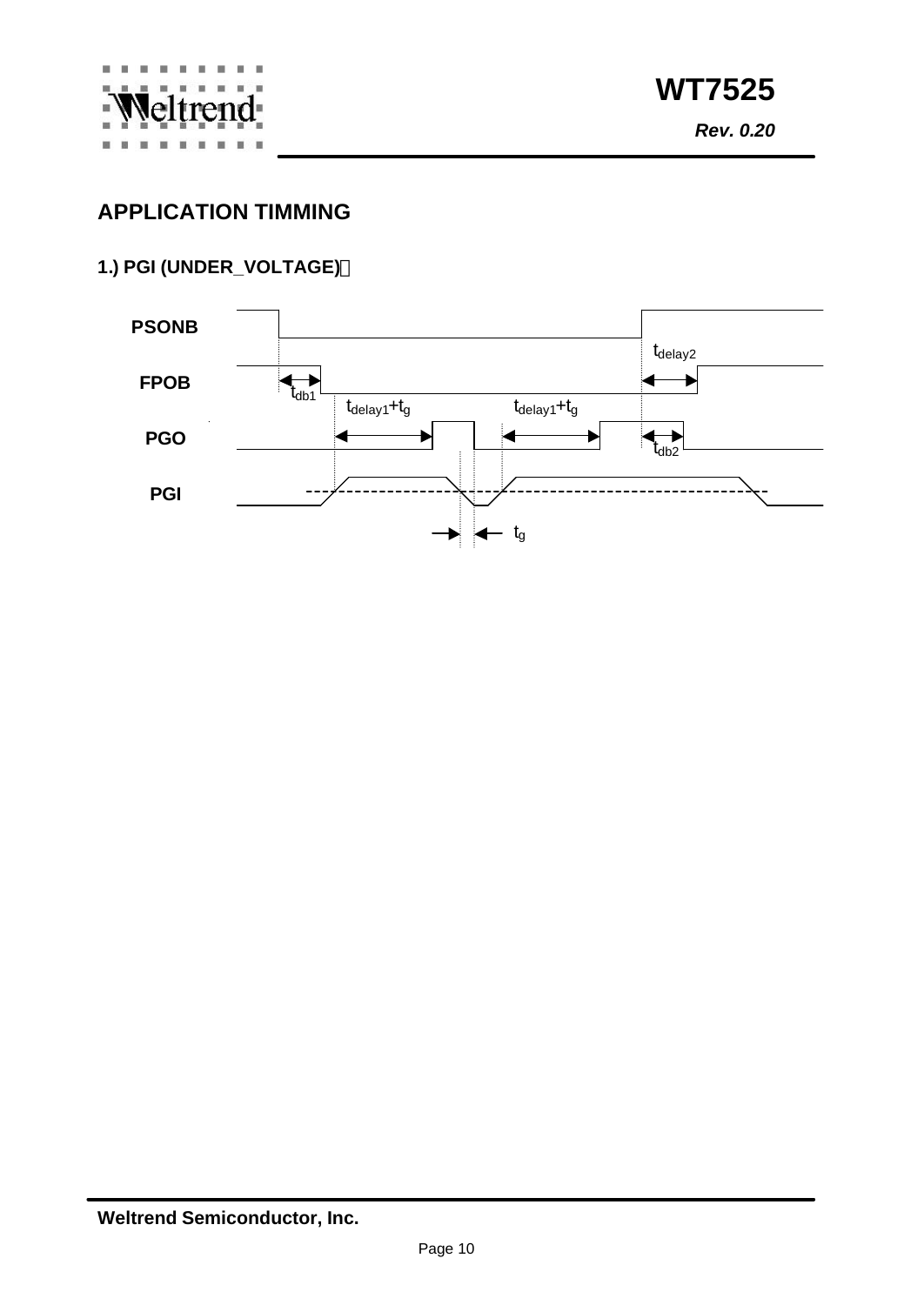## APPLICATION TIMMING

### 1.) PGI (UNDER_VOLTAGE)：

PSONB

FPOB

PGO

PGI

$t_{db1}$

$t_{delay1}+t_g$

$t_{delay1}+t_g$

$t_{delay2}$

$t_{db2}$

$t_g$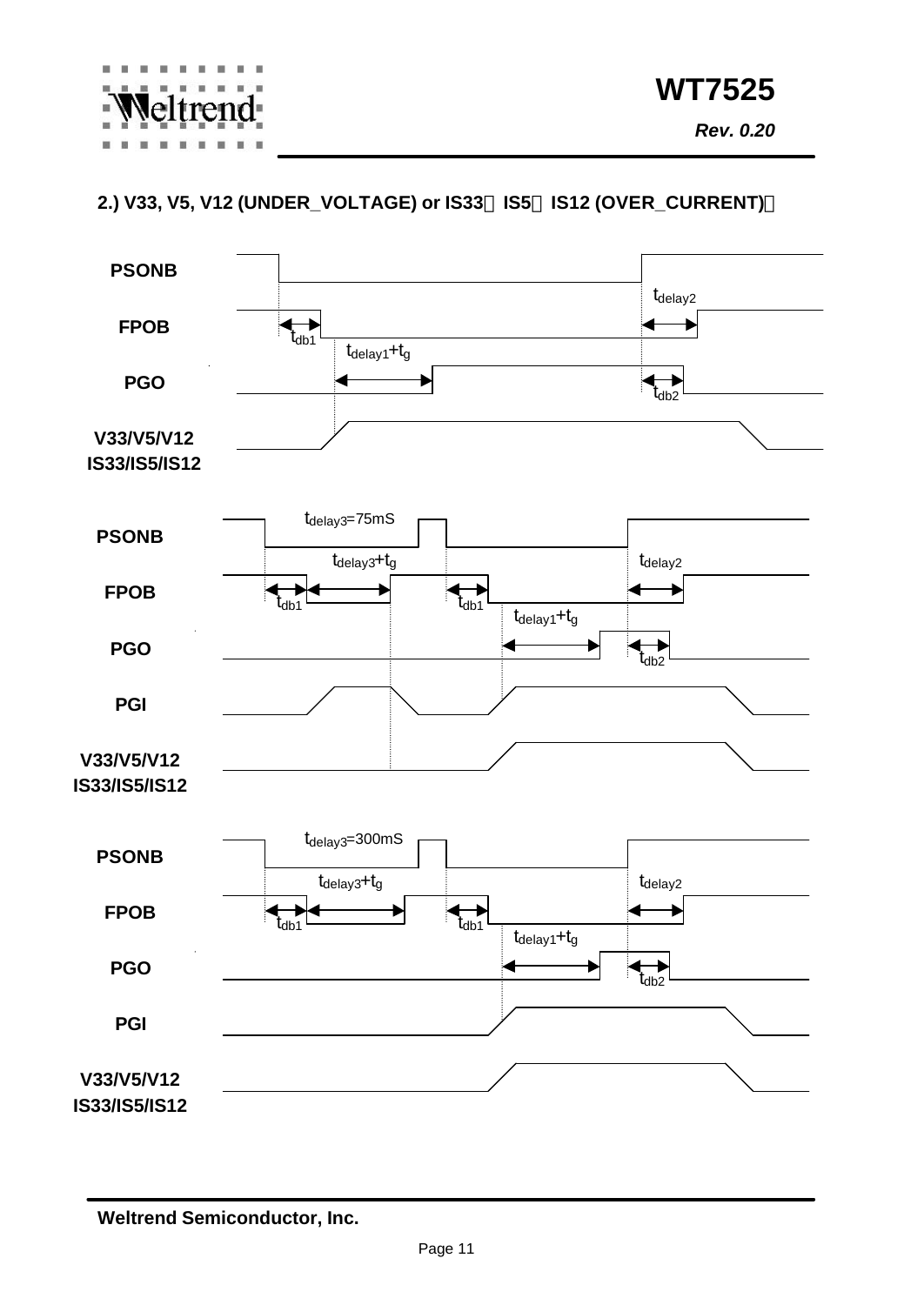**2.) V33, V5, V12 (UNDER_VOLTAGE) or IS33、IS5、IS12 (OVER_CURRENT)：**

PSONB

$t_{delay2}$

FPOB

$t_{db1}$

$t_{delay1}+t_g$

PGO

$t_{db2}$

V33/V5/V12
IS33/IS5/IS12

$t_{delay3}$=75mS

PSONB

$t_{delay3}+t_g$

$t_{delay2}$

FPOB

$t_{db1}$

$t_{db1}$

$t_{delay1}+t_g$

PGO

$t_{db2}$

PGI

V33/V5/V12
IS33/IS5/IS12

$t_{delay3}$=300mS

PSONB

$t_{delay3}+t_g$

$t_{delay2}$

FPOB

$t_{db1}$

$t_{db1}$

$t_{delay1}+t_g$

PGO

$t_{db2}$

PGI

V33/V5/V12
IS33/IS5/IS12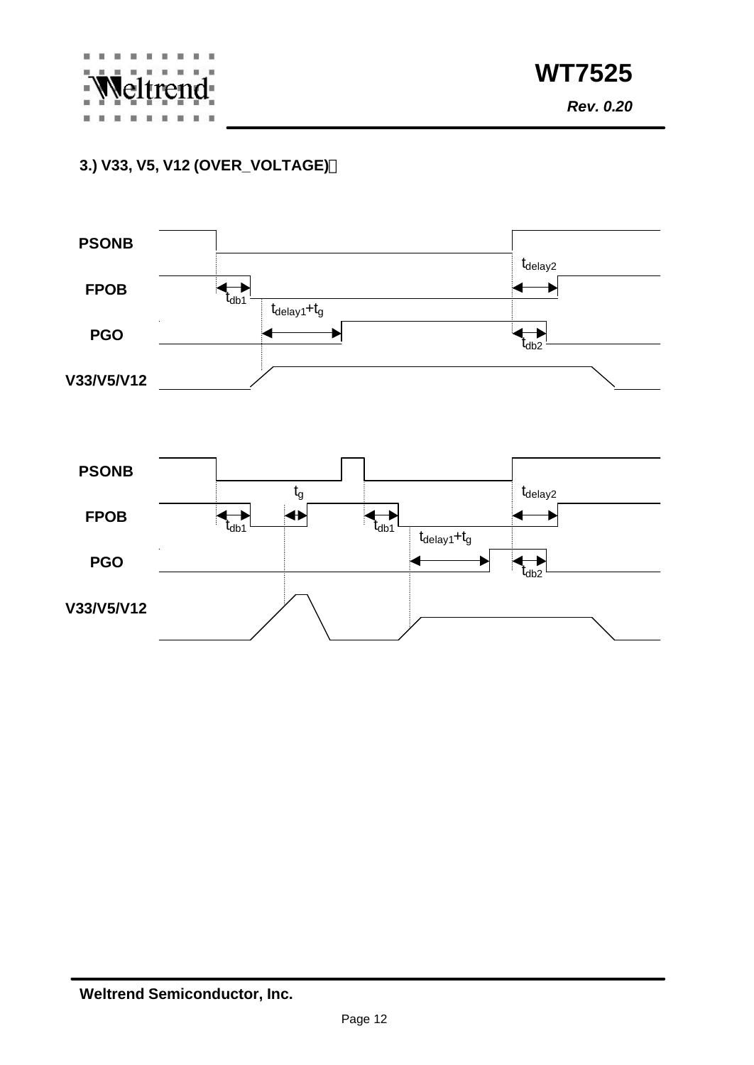### 3.) V33, V5, V12 (OVER_VOLTAGE)：

PSONB

$t_{delay2}$

FPOB

$t_{db1}$

$t_{delay1}+t_g$

PGO

$t_{db2}$

V33/V5/V12

PSONB

$t_g$

$t_{delay2}$

FPOB

$t_{db1}$

$t_{db1}$

$t_{delay1}+t_g$

PGO

$t_{db2}$

V33/V5/V12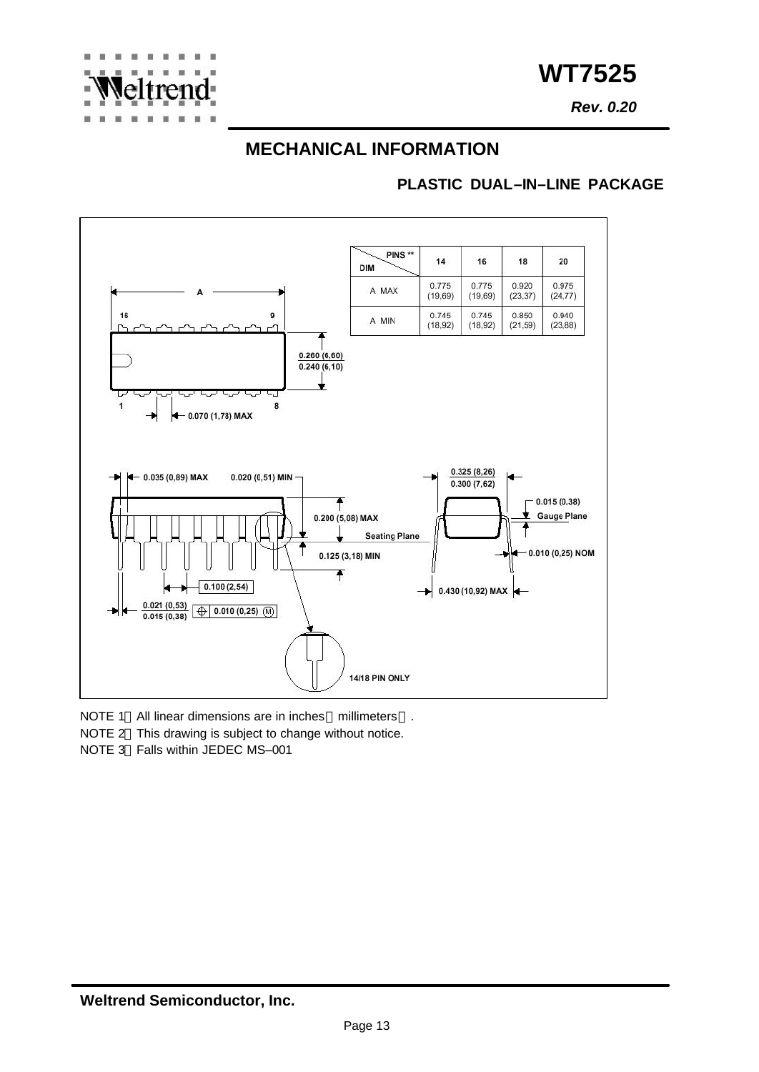## MECHANICAL INFORMATION

### PLASTIC DUAL–IN–LINE PACKAGE

| DIM \ PINS ** | 14 | 16 | 18 | 20 |
|---|---|---|---|---|
| A MAX | 0.775 (19,69) | 0.775 (19,69) | 0.920 (23,37) | 0.975 (24,77) |
| A MIN | 0.745 (18,92) | 0.745 (18,92) | 0.850 (21,59) | 0.940 (23,88) |

A

16 9

1 8

0.260 (6,60)
0.240 (6,10)

0.070 (1,78) MAX

0.035 (0,89) MAX

0.020 (0,51) MIN

0.200 (5,08) MAX

Seating Plane

0.125 (3,18) MIN

0.100 (2,54)

0.021 (0,53)
0.015 (0,38)

0.010 (0,25) (M)

0.325 (8,26)
0.300 (7,62)

0.015 (0,38)
Gauge Plane

0.010 (0,25) NOM

0.430 (10,92) MAX

14/18 PIN ONLY

NOTE 1：All linear dimensions are in inches（millimeters）.
NOTE 2：This drawing is subject to change without notice.
NOTE 3：Falls within JEDEC MS–001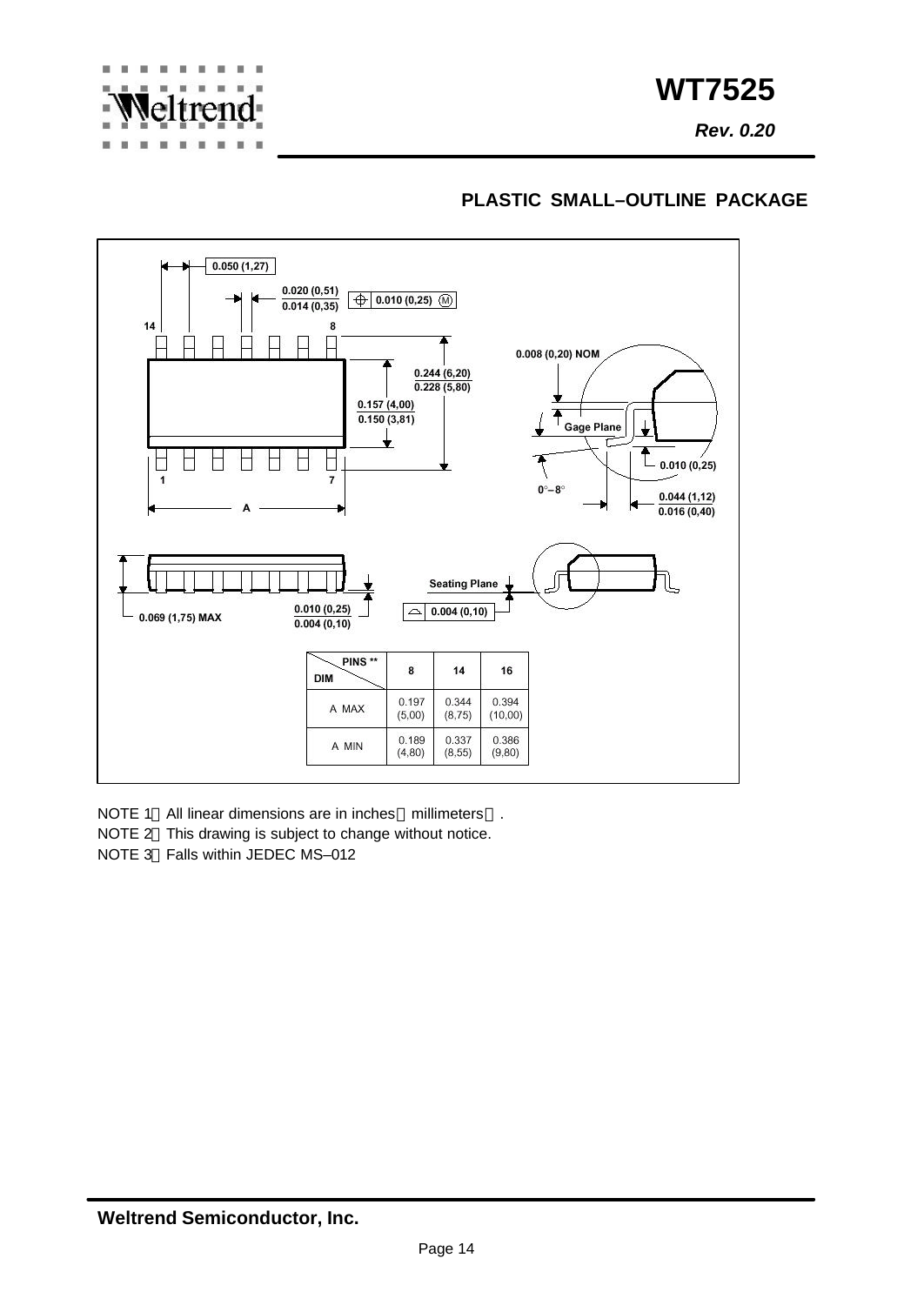## PLASTIC SMALL–OUTLINE PACKAGE

0.050 (1,27)

0.020 (0,51)
0.014 (0,35)

0.010 (0,25) M

14 8

0.244 (6,20)
0.228 (5,80)

0.157 (4,00)
0.150 (3,81)

1 7

A

0.008 (0,20) NOM

Gage Plane

0.010 (0,25)

0°–8°

0.044 (1,12)
0.016 (0,40)

0.069 (1,75) MAX

0.010 (0,25)
0.004 (0,10)

Seating Plane

0.004 (0,10)

| PINS ** / DIM | 8 | 14 | 16 |
|---|---|---|---|
| A MAX | 0.197 (5,00) | 0.344 (8,75) | 0.394 (10,00) |
| A MIN | 0.189 (4,80) | 0.337 (8,55) | 0.386 (9,80) |

NOTE 1：All linear dimensions are in inches（millimeters）.
NOTE 2：This drawing is subject to change without notice.
NOTE 3：Falls within JEDEC MS–012